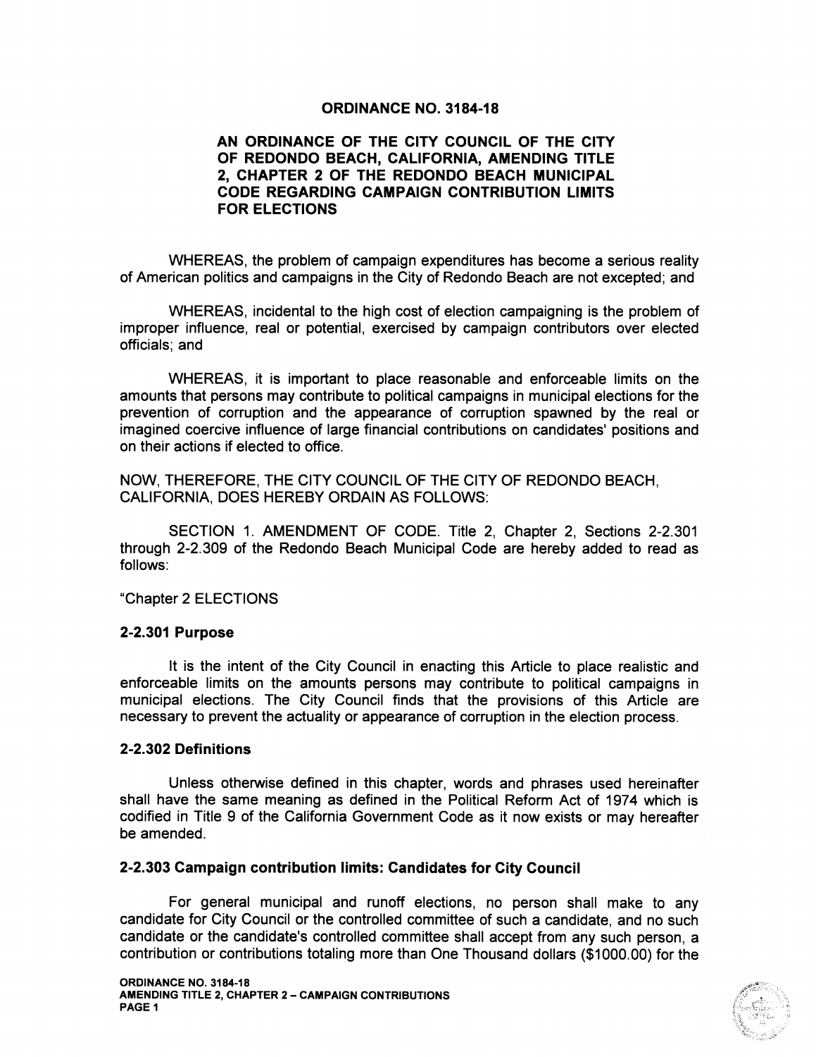# ORDINANCE NO. 3184-18

## AN ORDINANCE OF THE CITY COUNCIL OF THE CITY OF REDONDO BEACH, CALIFORNIA, AMENDING TITLE 2, CHAPTER 2 OF THE REDONDO BEACH MUNICIPAL CODE REGARDING CAMPAIGN CONTRIBUTION LIMITS FOR ELECTIONS

WHEREAS, the problem of campaign expenditures has become a serious reality of American politics and campaigns in the City of Redondo Beach are not excepted; and

WHEREAS, incidental to the high cost of election campaigning is the problem of improper influence, real or potential, exercised by campaign contributors over elected officials; and

WHEREAS, it is important to place reasonable and enforceable limits on the amounts that persons may contribute to political campaigns in municipal elections for the prevention of corruption and the appearance of corruption spawned by the real or imagined coercive influence of large financial contributions on candidates' positions and on their actions if elected to office.

NOW, THEREFORE, THE CITY COUNCIL OF THE CITY OF REDONDO BEACH, CALIFORNIA, DOES HEREBY ORDAIN AS FOLLOWS:

SECTION 1. AMENDMENT OF CODE. Title 2, Chapter 2, Sections 2-2.301 through 2-2.309 of the Redondo Beach Municipal Code are hereby added to read as follows:

"Chapter 2 ELECTIONS

### 2-2.301 Purpose

It is the intent of the City Council in enacting this Article to place realistic and enforceable limits on the amounts persons may contribute to political campaigns in municipal elections. The City Council finds that the provisions of this Article are necessary to prevent the actuality or appearance of corruption in the election process.

### 2-2.302 Definitions

Unless otherwise defined in this chapter, words and phrases used hereinafter shall have the same meaning as defined in the Political Reform Act of 1974 which is codified in Title 9 of the California Government Code as it now exists or may hereafter be amended.

### 2-2.303 Campaign contribution limits: Candidates for City Council

For general municipal and runoff elections, no person shall make to any candidate for City Council or the controlled committee of such a candidate, and no such candidate or the candidate's controlled committee shall accept from any such person, a contribution or contributions totaling more than One Thousand dollars ($1000.00) for the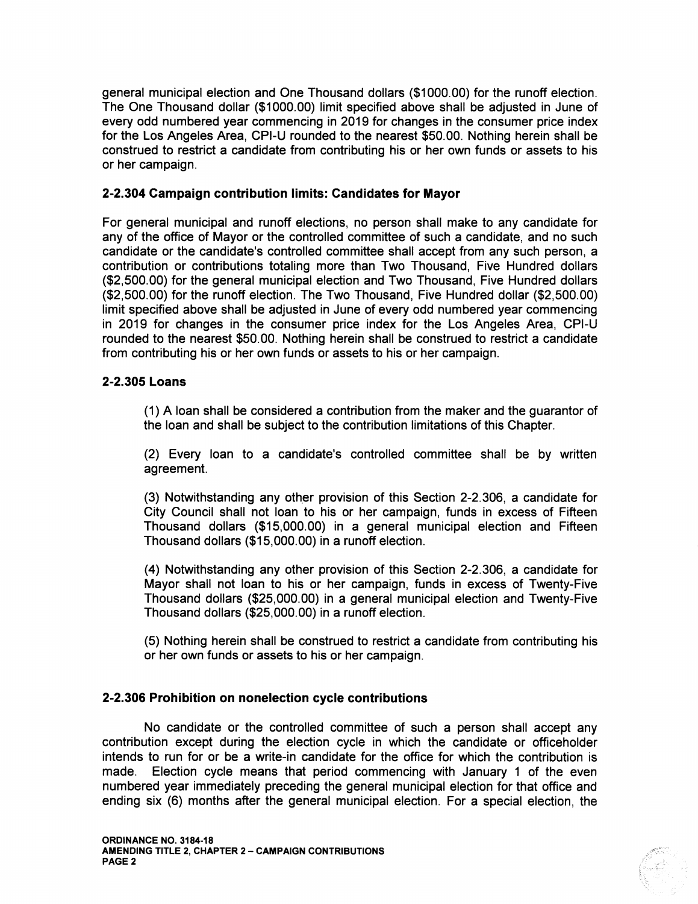general municipal election and One Thousand dollars ($1000.00) for the runoff election. The One Thousand dollar ($1000.00) limit specified above shall be adjusted in June of every odd numbered year commencing in 2019 for changes in the consumer price index for the Los Angeles Area, CPI-U rounded to the nearest $50.00. Nothing herein shall be construed to restrict a candidate from contributing his or her own funds or assets to his or her campaign.

### 2-2.304 Campaign contribution limits: Candidates for Mayor

For general municipal and runoff elections, no person shall make to any candidate for any of the office of Mayor or the controlled committee of such a candidate, and no such candidate or the candidate's controlled committee shall accept from any such person, a contribution or contributions totaling more than Two Thousand, Five Hundred dollars ($2,500.00) for the general municipal election and Two Thousand, Five Hundred dollars ($2,500.00) for the runoff election. The Two Thousand, Five Hundred dollar ($2,500.00) limit specified above shall be adjusted in June of every odd numbered year commencing in 2019 for changes in the consumer price index for the Los Angeles Area, CPI-U rounded to the nearest $50.00. Nothing herein shall be construed to restrict a candidate from contributing his or her own funds or assets to his or her campaign.

### 2-2.305 Loans

(1) A loan shall be considered a contribution from the maker and the guarantor of the loan and shall be subject to the contribution limitations of this Chapter.

(2) Every loan to a candidate's controlled committee shall be by written agreement.

(3) Notwithstanding any other provision of this Section 2-2.306, a candidate for City Council shall not loan to his or her campaign, funds in excess of Fifteen Thousand dollars ($15,000.00) in a general municipal election and Fifteen Thousand dollars ($15,000.00) in a runoff election.

(4) Notwithstanding any other provision of this Section 2-2.306, a candidate for Mayor shall not loan to his or her campaign, funds in excess of Twenty-Five Thousand dollars ($25,000.00) in a general municipal election and Twenty-Five Thousand dollars ($25,000.00) in a runoff election.

(5) Nothing herein shall be construed to restrict a candidate from contributing his or her own funds or assets to his or her campaign.

### 2-2.306 Prohibition on nonelection cycle contributions

No candidate or the controlled committee of such a person shall accept any contribution except during the election cycle in which the candidate or officeholder intends to run for or be a write-in candidate for the office for which the contribution is made. Election cycle means that period commencing with January 1 of the even numbered year immediately preceding the general municipal election for that office and ending six (6) months after the general municipal election. For a special election, the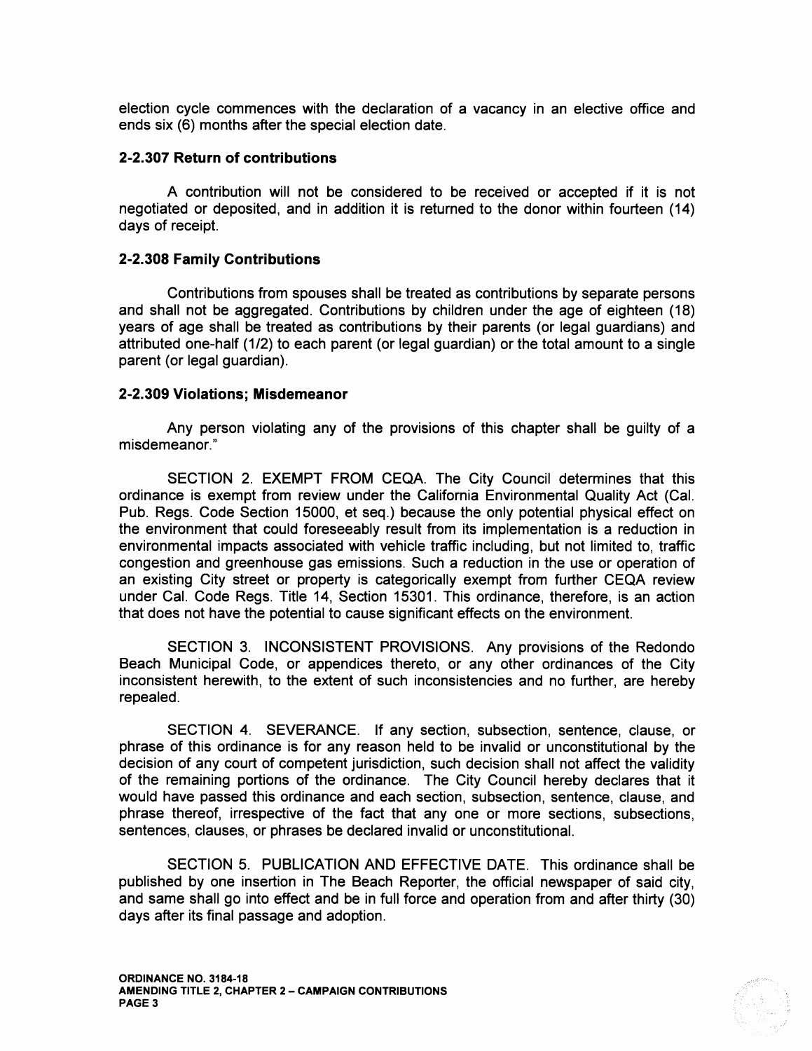election cycle commences with the declaration of a vacancy in an elective office and ends six (6) months after the special election date.

### 2-2.307 Return of contributions

A contribution will not be considered to be received or accepted if it is not negotiated or deposited, and in addition it is returned to the donor within fourteen (14) days of receipt.

### 2-2.308 Family Contributions

Contributions from spouses shall be treated as contributions by separate persons and shall not be aggregated. Contributions by children under the age of eighteen (18) years of age shall be treated as contributions by their parents (or legal guardians) and attributed one-half (1/2) to each parent (or legal guardian) or the total amount to a single parent (or legal guardian).

### 2-2.309 Violations; Misdemeanor

Any person violating any of the provisions of this chapter shall be guilty of a misdemeanor."

SECTION 2. EXEMPT FROM CEQA. The City Council determines that this ordinance is exempt from review under the California Environmental Quality Act (Cal. Pub. Regs. Code Section 15000, et seq.) because the only potential physical effect on the environment that could foreseeably result from its implementation is a reduction in environmental impacts associated with vehicle traffic including, but not limited to, traffic congestion and greenhouse gas emissions. Such a reduction in the use or operation of an existing City street or property is categorically exempt from further CEQA review under Cal. Code Regs. Title 14, Section 15301. This ordinance, therefore, is an action that does not have the potential to cause significant effects on the environment.

SECTION 3. INCONSISTENT PROVISIONS. Any provisions of the Redondo Beach Municipal Code, or appendices thereto, or any other ordinances of the City inconsistent herewith, to the extent of such inconsistencies and no further, are hereby repealed.

SECTION 4. SEVERANCE. If any section, subsection, sentence, clause, or phrase of this ordinance is for any reason held to be invalid or unconstitutional by the decision of any court of competent jurisdiction, such decision shall not affect the validity of the remaining portions of the ordinance. The City Council hereby declares that it would have passed this ordinance and each section, subsection, sentence, clause, and phrase thereof, irrespective of the fact that any one or more sections, subsections, sentences, clauses, or phrases be declared invalid or unconstitutional.

SECTION 5. PUBLICATION AND EFFECTIVE DATE. This ordinance shall be published by one insertion in The Beach Reporter, the official newspaper of said city, and same shall go into effect and be in full force and operation from and after thirty (30) days after its final passage and adoption.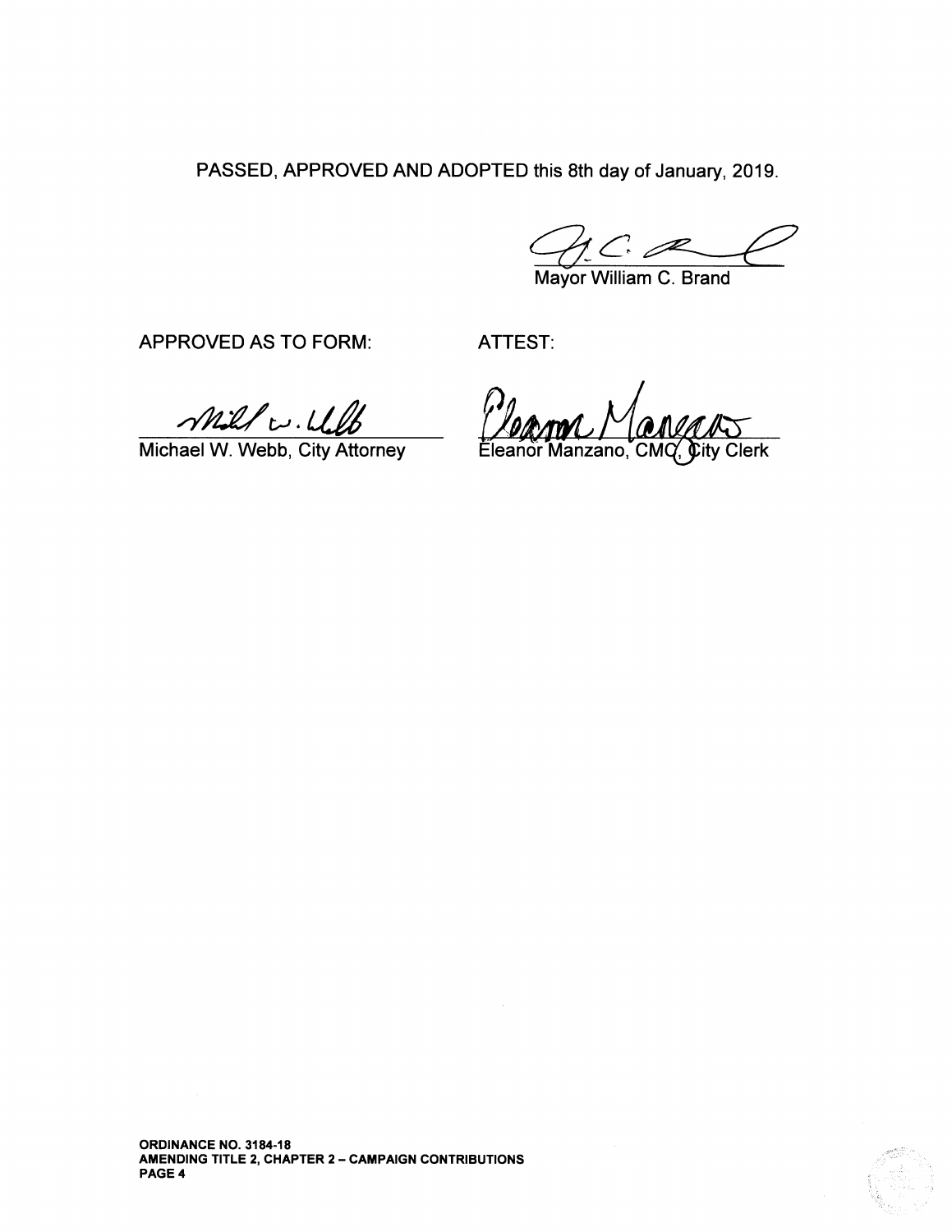PASSED, APPROVED AND ADOPTED this 8th day of January, 2019.

Mayor William C. Brand

APPROVED AS TO FORM:

Michael W. Webb, City Attorney

ATTEST:

Eleanor Manzano, CMC, City Clerk

**ORDINANCE NO. 3184-18**
**AMENDING TITLE 2, CHAPTER 2 – CAMPAIGN CONTRIBUTIONS**
**PAGE 4**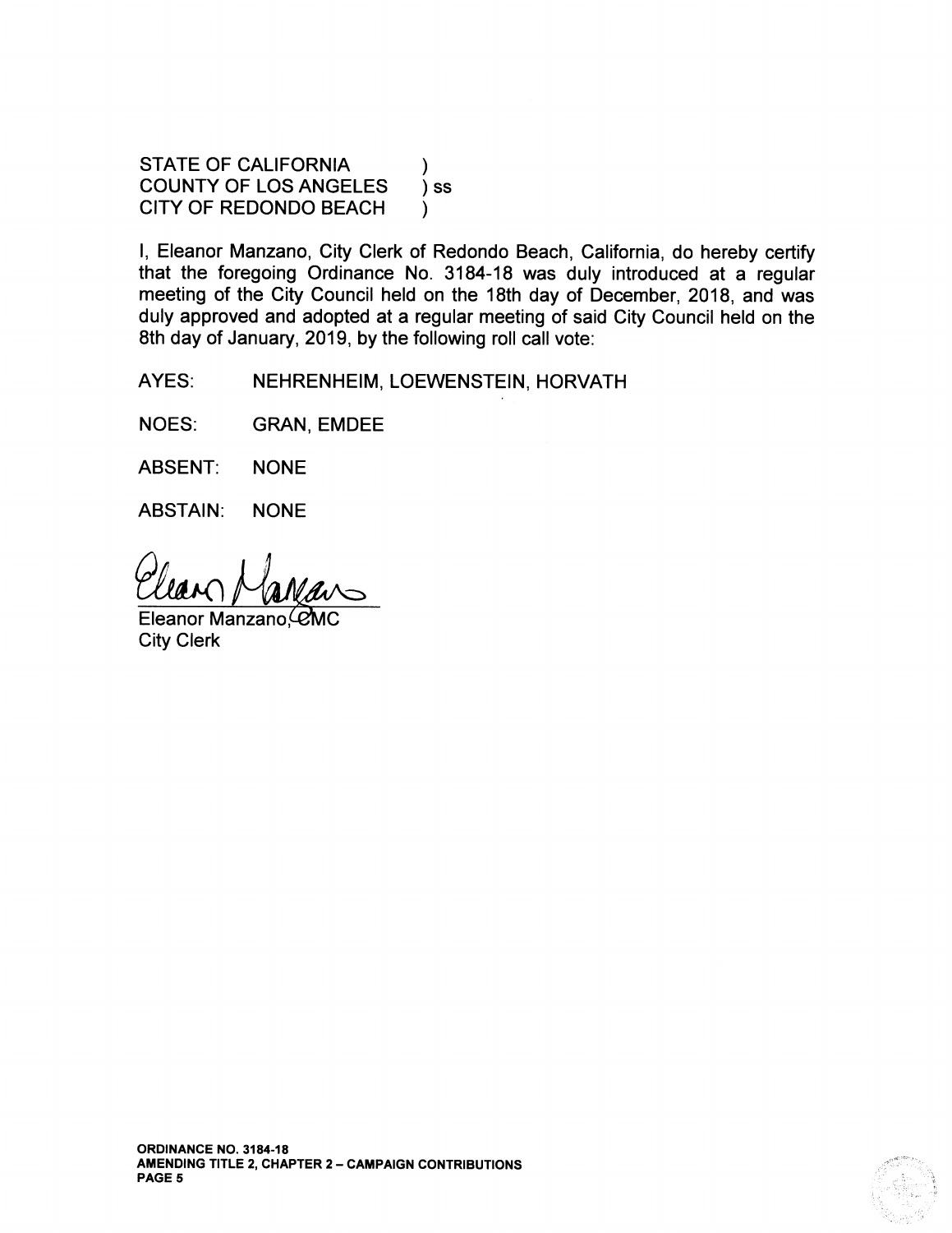STATE OF CALIFORNIA )
COUNTY OF LOS ANGELES ) ss
CITY OF REDONDO BEACH )

I, Eleanor Manzano, City Clerk of Redondo Beach, California, do hereby certify that the foregoing Ordinance No. 3184-18 was duly introduced at a regular meeting of the City Council held on the 18th day of December, 2018, and was duly approved and adopted at a regular meeting of said City Council held on the 8th day of January, 2019, by the following roll call vote:

AYES: NEHRENHEIM, LOEWENSTEIN, HORVATH

NOES: GRAN, EMDEE

ABSENT: NONE

ABSTAIN: NONE

Eleanor Manzano, CMC
City Clerk

**ORDINANCE NO. 3184-18**
**AMENDING TITLE 2, CHAPTER 2 – CAMPAIGN CONTRIBUTIONS**